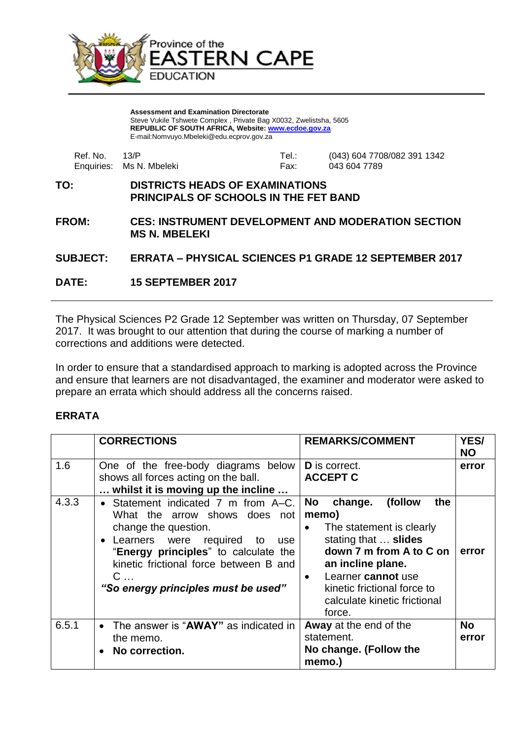Province of the
**EASTERN CAPE**
EDUCATION

**Assessment and Examination Directorate**
Steve Vukile Tshwete Complex , Private Bag X0032, Zwelistsha, 5605
**REPUBLIC OF SOUTH AFRICA, Website: www.ecdoe.gov.za**
E-mail:Nomvuyo.Mbeleki@edu.ecprov.gov.za

Ref. No. 13/P
Enquiries: Ms N. Mbeleki

Tel.: (043) 604 7708/082 391 1342
Fax: 043 604 7789

**TO:** **DISTRICTS HEADS OF EXAMINATIONS**
**PRINCIPALS OF SCHOOLS IN THE FET BAND**

**FROM:** **CES: INSTRUMENT DEVELOPMENT AND MODERATION SECTION**
**MS N. MBELEKI**

**SUBJECT:** **ERRATA – PHYSICAL SCIENCES P1 GRADE 12 SEPTEMBER 2017**

**DATE:** **15 SEPTEMBER 2017**

---

The Physical Sciences P2 Grade 12 September was written on Thursday, 07 September 2017. It was brought to our attention that during the course of marking a number of corrections and additions were detected.

In order to ensure that a standardised approach to marking is adopted across the Province and ensure that learners are not disadvantaged, the examiner and moderator were asked to prepare an errata which should address all the concerns raised.

## ERRATA

| | **CORRECTIONS** | **REMARKS/COMMENT** | **YES/ NO** |
|---|---|---|---|
| 1.6 | One of the free-body diagrams below shows all forces acting on the ball. **… whilst it is moving up the incline …** | **D** is correct. **ACCEPT C** | **error** |
| 4.3.3 | • Statement indicated 7 m from A–C. What the arrow shows does not change the question. • Learners were required to use "**Energy principles**" to calculate the kinetic frictional force between B and C … ***"So energy principles must be used"*** | **No change. (follow the memo)** • The statement is clearly stating that … **slides down 7 m from A to C on an incline plane.** • Learner **cannot** use kinetic frictional force to calculate kinetic frictional force. | **error** |
| 6.5.1 | • The answer is "**AWAY"** as indicated in the memo. • **No correction.** | **Away** at the end of the statement. **No change. (Follow the memo.)** | **No error** |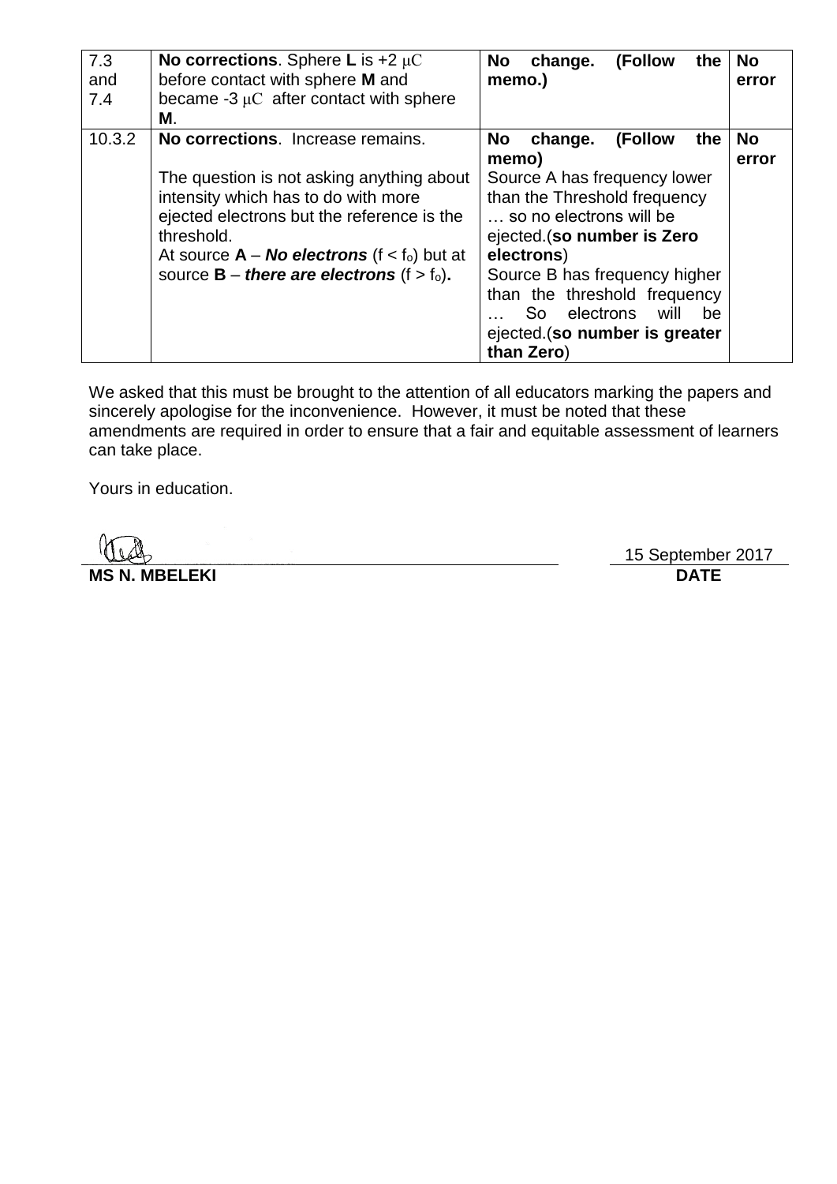| | | | |
|---|---|---|---|
| 7.3 and 7.4 | **No corrections**. Sphere **L** is +2 μC before contact with sphere **M** and became -3 μC after contact with sphere **M**. | **No change. (Follow the memo.)** | **No error** |
| 10.3.2 | **No corrections**. Increase remains.<br><br>The question is not asking anything about intensity which has to do with more ejected electrons but the reference is the threshold.<br>At source **A** – ***No electrons*** ($f < f_o$) but at source **B** – ***there are electrons*** ($f > f_o$). | **No change. (Follow the memo)**<br>Source A has frequency lower than the Threshold frequency … so no electrons will be ejected.(**so number is Zero electrons**)<br>Source B has frequency higher than the threshold frequency … So electrons will be ejected.(**so number is greater than Zero**) | **No error** |

We asked that this must be brought to the attention of all educators marking the papers and sincerely apologise for the inconvenience. However, it must be noted that these amendments are required in order to ensure that a fair and equitable assessment of learners can take place.

Yours in education.

**MS N. MBELEKI** 15 September 2017

**DATE**